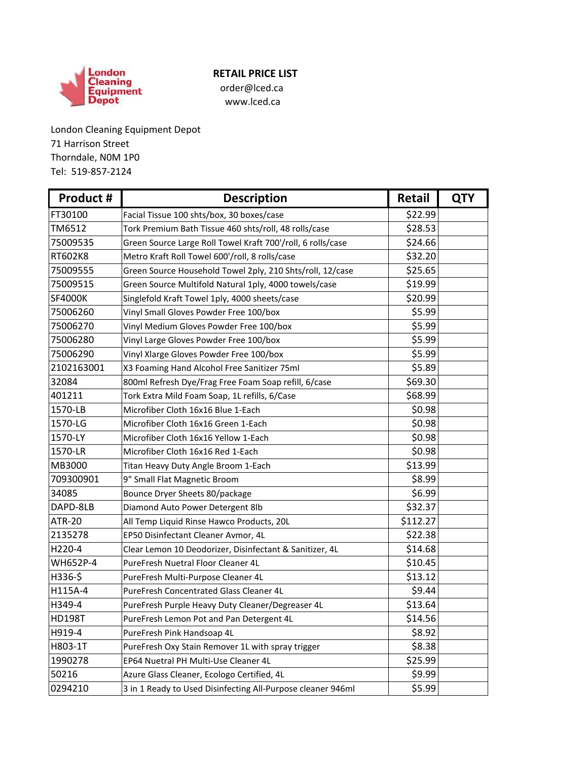London Cleaning Equipment Depot

## RETAIL PRICE LIST

order@lced.ca
www.lced.ca

London Cleaning Equipment Depot
71 Harrison Street
Thorndale, N0M 1P0
Tel: 519-857-2124

| Product # | Description | Retail | QTY |
|---|---|---|---|
| FT30100 | Facial Tissue 100 shts/box, 30 boxes/case | $22.99 | |
| TM6512 | Tork Premium Bath Tissue 460 shts/roll, 48 rolls/case | $28.53 | |
| 75009535 | Green Source Large Roll Towel Kraft 700'/roll, 6 rolls/case | $24.66 | |
| RT602K8 | Metro Kraft Roll Towel 600'/roll, 8 rolls/case | $32.20 | |
| 75009555 | Green Source Household Towel 2ply, 210 Shts/roll, 12/case | $25.65 | |
| 75009515 | Green Source Multifold Natural 1ply, 4000 towels/case | $19.99 | |
| SF4000K | Singlefold Kraft Towel 1ply, 4000 sheets/case | $20.99 | |
| 75006260 | Vinyl Small Gloves Powder Free 100/box | $5.99 | |
| 75006270 | Vinyl Medium Gloves Powder Free 100/box | $5.99 | |
| 75006280 | Vinyl Large Gloves Powder Free 100/box | $5.99 | |
| 75006290 | Vinyl Xlarge Gloves Powder Free 100/box | $5.99 | |
| 2102163001 | X3 Foaming Hand Alcohol Free Sanitizer 75ml | $5.89 | |
| 32084 | 800ml Refresh Dye/Frag Free Foam Soap refill, 6/case | $69.30 | |
| 401211 | Tork Extra Mild Foam Soap, 1L refills, 6/Case | $68.99 | |
| 1570-LB | Microfiber Cloth 16x16 Blue 1-Each | $0.98 | |
| 1570-LG | Microfiber Cloth 16x16 Green 1-Each | $0.98 | |
| 1570-LY | Microfiber Cloth 16x16 Yellow 1-Each | $0.98 | |
| 1570-LR | Microfiber Cloth 16x16 Red 1-Each | $0.98 | |
| MB3000 | Titan Heavy Duty Angle Broom 1-Each | $13.99 | |
| 709300901 | 9" Small Flat Magnetic Broom | $8.99 | |
| 34085 | Bounce Dryer Sheets 80/package | $6.99 | |
| DAPD-8LB | Diamond Auto Power Detergent 8lb | $32.37 | |
| ATR-20 | All Temp Liquid Rinse Hawco Products, 20L | $112.27 | |
| 2135278 | EP50 Disinfectant Cleaner Avmor, 4L | $22.38 | |
| H220-4 | Clear Lemon 10 Deodorizer, Disinfectant & Sanitizer, 4L | $14.68 | |
| WH652P-4 | PureFresh Nuetral Floor Cleaner 4L | $10.45 | |
| H336-$ | PureFresh Multi-Purpose Cleaner 4L | $13.12 | |
| H115A-4 | PureFresh Concentrated Glass Cleaner 4L | $9.44 | |
| H349-4 | PureFresh Purple Heavy Duty Cleaner/Degreaser 4L | $13.64 | |
| HD198T | PureFresh Lemon Pot and Pan Detergent 4L | $14.56 | |
| H919-4 | PureFresh Pink Handsoap 4L | $8.92 | |
| H803-1T | PureFresh Oxy Stain Remover 1L with spray trigger | $8.38 | |
| 1990278 | EP64 Nuetral PH Multi-Use Cleaner 4L | $25.99 | |
| 50216 | Azure Glass Cleaner, Ecologo Certified, 4L | $9.99 | |
| 0294210 | 3 in 1 Ready to Used Disinfecting All-Purpose cleaner 946ml | $5.99 | |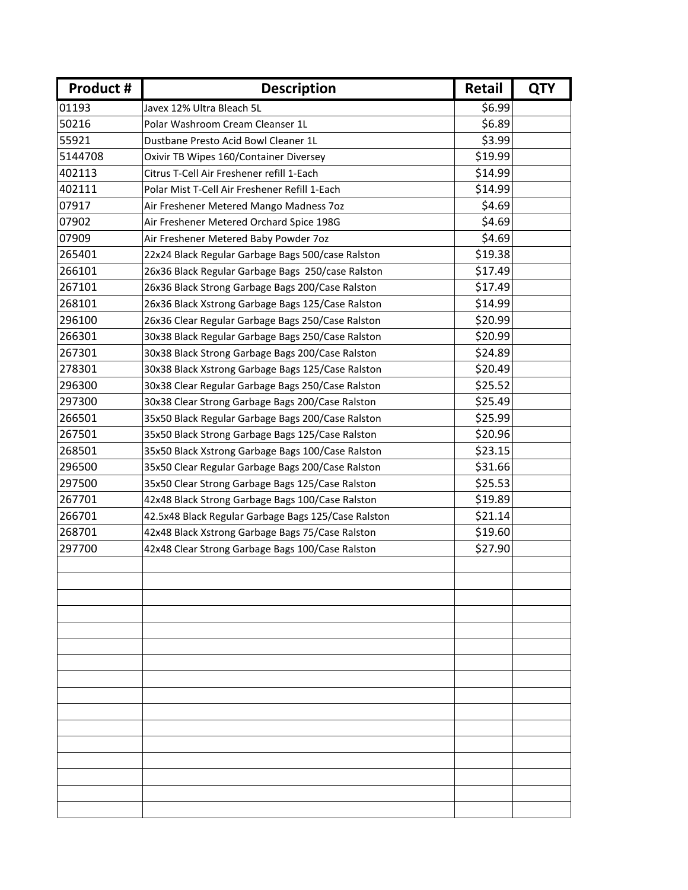| Product # | Description | Retail | QTY |
|---|---|---|---|
| 01193 | Javex 12% Ultra Bleach 5L | $6.99 | |
| 50216 | Polar Washroom Cream Cleanser 1L | $6.89 | |
| 55921 | Dustbane Presto Acid Bowl Cleaner 1L | $3.99 | |
| 5144708 | Oxivir TB Wipes 160/Container Diversey | $19.99 | |
| 402113 | Citrus T-Cell Air Freshener refill 1-Each | $14.99 | |
| 402111 | Polar Mist T-Cell Air Freshener Refill 1-Each | $14.99 | |
| 07917 | Air Freshener Metered Mango Madness 7oz | $4.69 | |
| 07902 | Air Freshener Metered Orchard Spice 198G | $4.69 | |
| 07909 | Air Freshener Metered Baby Powder 7oz | $4.69 | |
| 265401 | 22x24 Black Regular Garbage Bags 500/case Ralston | $19.38 | |
| 266101 | 26x36 Black Regular Garbage Bags 250/case Ralston | $17.49 | |
| 267101 | 26x36 Black Strong Garbage Bags 200/Case Ralston | $17.49 | |
| 268101 | 26x36 Black Xstrong Garbage Bags 125/Case Ralston | $14.99 | |
| 296100 | 26x36 Clear Regular Garbage Bags 250/Case Ralston | $20.99 | |
| 266301 | 30x38 Black Regular Garbage Bags 250/Case Ralston | $20.99 | |
| 267301 | 30x38 Black Strong Garbage Bags 200/Case Ralston | $24.89 | |
| 278301 | 30x38 Black Xstrong Garbage Bags 125/Case Ralston | $20.49 | |
| 296300 | 30x38 Clear Regular Garbage Bags 250/Case Ralston | $25.52 | |
| 297300 | 30x38 Clear Strong Garbage Bags 200/Case Ralston | $25.49 | |
| 266501 | 35x50 Black Regular Garbage Bags 200/Case Ralston | $25.99 | |
| 267501 | 35x50 Black Strong Garbage Bags 125/Case Ralston | $20.96 | |
| 268501 | 35x50 Black Xstrong Garbage Bags 100/Case Ralston | $23.15 | |
| 296500 | 35x50 Clear Regular Garbage Bags 200/Case Ralston | $31.66 | |
| 297500 | 35x50 Clear Strong Garbage Bags 125/Case Ralston | $25.53 | |
| 267701 | 42x48 Black Strong Garbage Bags 100/Case Ralston | $19.89 | |
| 266701 | 42.5x48 Black Regular Garbage Bags 125/Case Ralston | $21.14 | |
| 268701 | 42x48 Black Xstrong Garbage Bags 75/Case Ralston | $19.60 | |
| 297700 | 42x48 Clear Strong Garbage Bags 100/Case Ralston | $27.90 | |
| | | | |
| | | | |
| | | | |
| | | | |
| | | | |
| | | | |
| | | | |
| | | | |
| | | | |
| | | | |
| | | | |
| | | | |
| | | | |
| | | | |
| | | | |
| | | | |